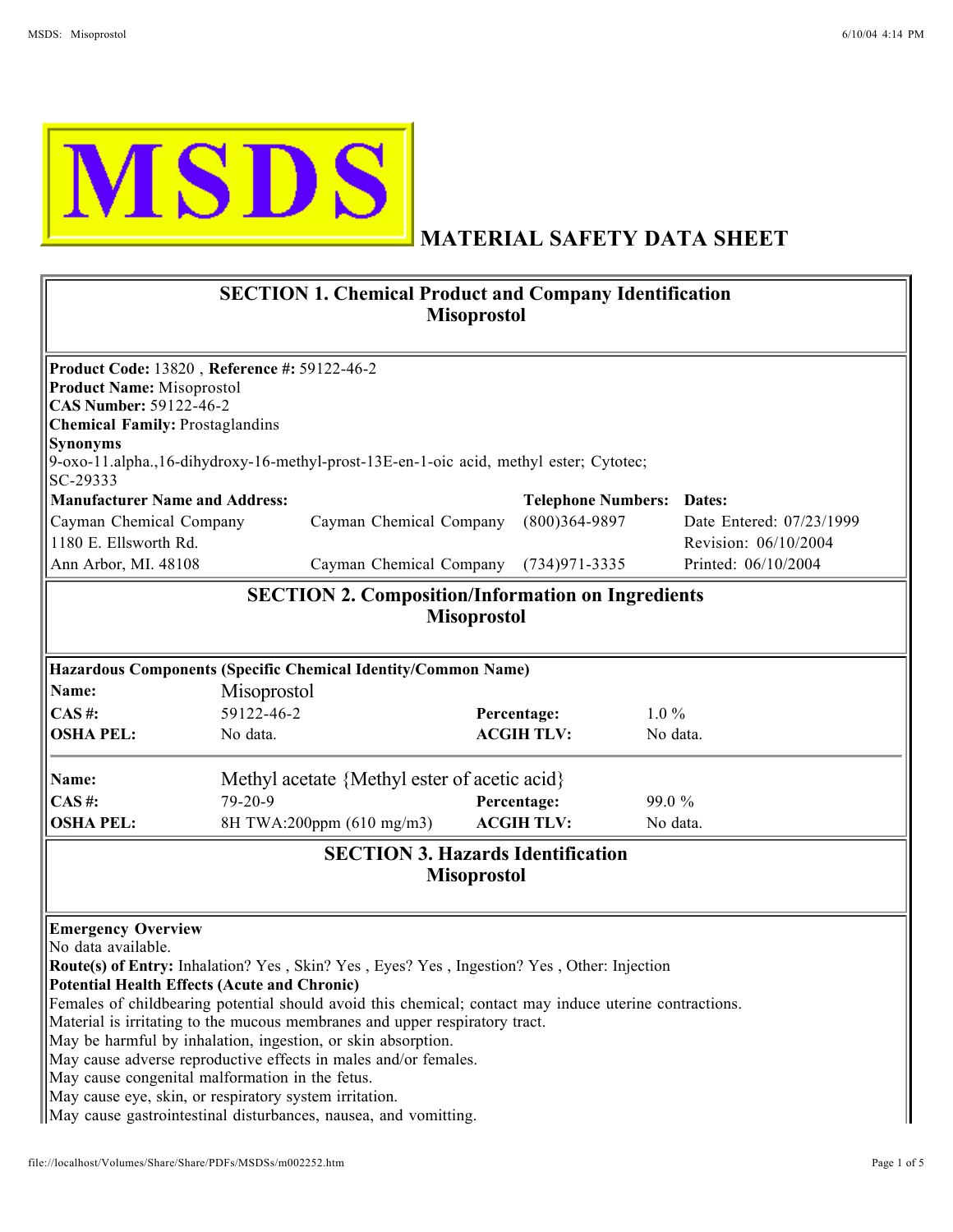# MSDS MATERIAL SAFETY DATA SHEET

## SECTION 1. Chemical Product and Company Identification
### Misoprostol

**Product Code:** 13820 , **Reference #:** 59122-46-2
**Product Name:** Misoprostol
**CAS Number:** 59122-46-2
**Chemical Family:** Prostaglandins
**Synonyms**
9-oxo-11.alpha.,16-dihydroxy-16-methyl-prost-13E-en-1-oic acid, methyl ester; Cytotec; SC-29333

| **Manufacturer Name and Address:** | | **Telephone Numbers:** | **Dates:** |
|---|---|---|---|
| Cayman Chemical Company | Cayman Chemical Company | (800)364-9897 | Date Entered: 07/23/1999 |
| 1180 E. Ellsworth Rd. | | | Revision: 06/10/2004 |
| Ann Arbor, MI. 48108 | Cayman Chemical Company | (734)971-3335 | Printed: 06/10/2004 |

## SECTION 2. Composition/Information on Ingredients
### Misoprostol

**Hazardous Components (Specific Chemical Identity/Common Name)**

| **Name:** | Misoprostol | | |
|---|---|---|---|
| **CAS #:** | 59122-46-2 | **Percentage:** | 1.0 % |
| **OSHA PEL:** | No data. | **ACGIH TLV:** | No data. |

| **Name:** | Methyl acetate {Methyl ester of acetic acid} | | |
|---|---|---|---|
| **CAS #:** | 79-20-9 | **Percentage:** | 99.0 % |
| **OSHA PEL:** | 8H TWA:200ppm (610 mg/m3) | **ACGIH TLV:** | No data. |

## SECTION 3. Hazards Identification
### Misoprostol

**Emergency Overview**
No data available.
**Route(s) of Entry:** Inhalation? Yes , Skin? Yes , Eyes? Yes , Ingestion? Yes , Other: Injection
**Potential Health Effects (Acute and Chronic)**
Females of childbearing potential should avoid this chemical; contact may induce uterine contractions.
Material is irritating to the mucous membranes and upper respiratory tract.
May be harmful by inhalation, ingestion, or skin absorption.
May cause adverse reproductive effects in males and/or females.
May cause congenital malformation in the fetus.
May cause eye, skin, or respiratory system irritation.
May cause gastrointestinal disturbances, nausea, and vomitting.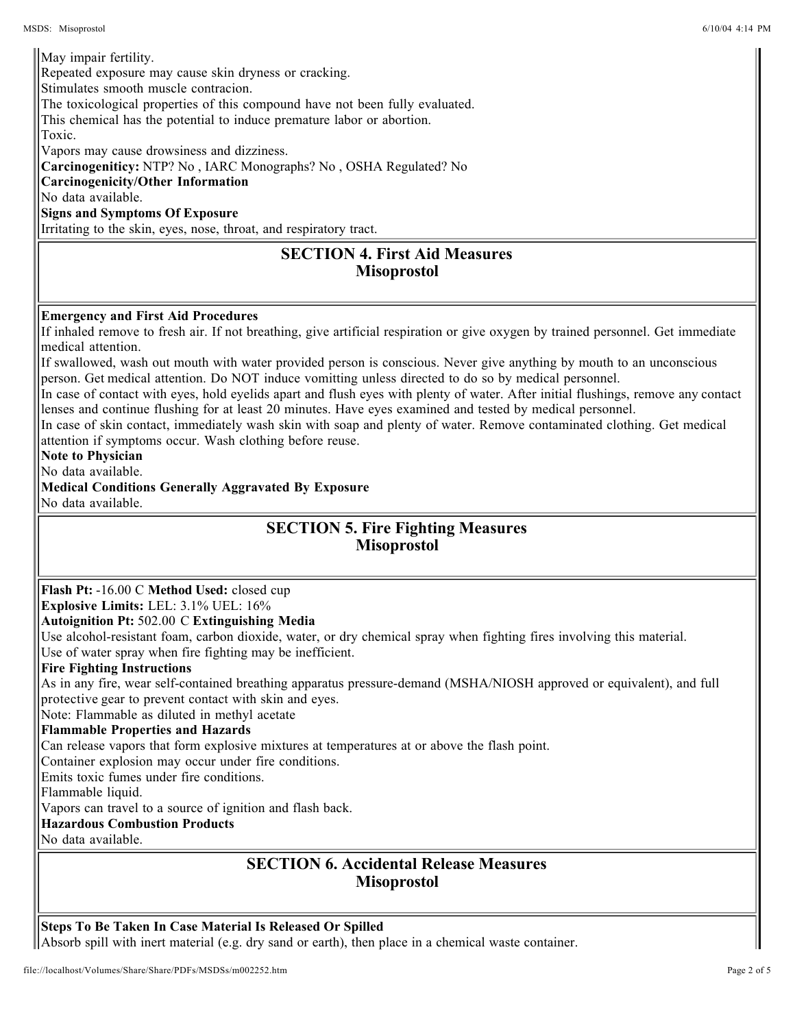May impair fertility.
Repeated exposure may cause skin dryness or cracking.
Stimulates smooth muscle contracion.
The toxicological properties of this compound have not been fully evaluated.
This chemical has the potential to induce premature labor or abortion.
Toxic.
Vapors may cause drowsiness and dizziness.

**Carcinogeniticy:** NTP? No , IARC Monographs? No , OSHA Regulated? No

**Carcinogenicity/Other Information**

No data available.

**Signs and Symptoms Of Exposure**

Irritating to the skin, eyes, nose, throat, and respiratory tract.

## SECTION 4. First Aid Measures
## Misoprostol

**Emergency and First Aid Procedures**

If inhaled remove to fresh air. If not breathing, give artificial respiration or give oxygen by trained personnel. Get immediate medical attention.
If swallowed, wash out mouth with water provided person is conscious. Never give anything by mouth to an unconscious person. Get medical attention. Do NOT induce vomitting unless directed to do so by medical personnel.
In case of contact with eyes, hold eyelids apart and flush eyes with plenty of water. After initial flushings, remove any contact lenses and continue flushing for at least 20 minutes. Have eyes examined and tested by medical personnel.
In case of skin contact, immediately wash skin with soap and plenty of water. Remove contaminated clothing. Get medical attention if symptoms occur. Wash clothing before reuse.

**Note to Physician**

No data available.

**Medical Conditions Generally Aggravated By Exposure**

No data available.

## SECTION 5. Fire Fighting Measures
## Misoprostol

**Flash Pt:** -16.00 C **Method Used:** closed cup

**Explosive Limits:** LEL: 3.1% UEL: 16%

**Autoignition Pt:** 502.00 C **Extinguishing Media**

Use alcohol-resistant foam, carbon dioxide, water, or dry chemical spray when fighting fires involving this material.
Use of water spray when fire fighting may be inefficient.

**Fire Fighting Instructions**

As in any fire, wear self-contained breathing apparatus pressure-demand (MSHA/NIOSH approved or equivalent), and full protective gear to prevent contact with skin and eyes.
Note: Flammable as diluted in methyl acetate

**Flammable Properties and Hazards**

Can release vapors that form explosive mixtures at temperatures at or above the flash point.
Container explosion may occur under fire conditions.
Emits toxic fumes under fire conditions.
Flammable liquid.
Vapors can travel to a source of ignition and flash back.

**Hazardous Combustion Products**

No data available.

## SECTION 6. Accidental Release Measures
## Misoprostol

**Steps To Be Taken In Case Material Is Released Or Spilled**

Absorb spill with inert material (e.g. dry sand or earth), then place in a chemical waste container.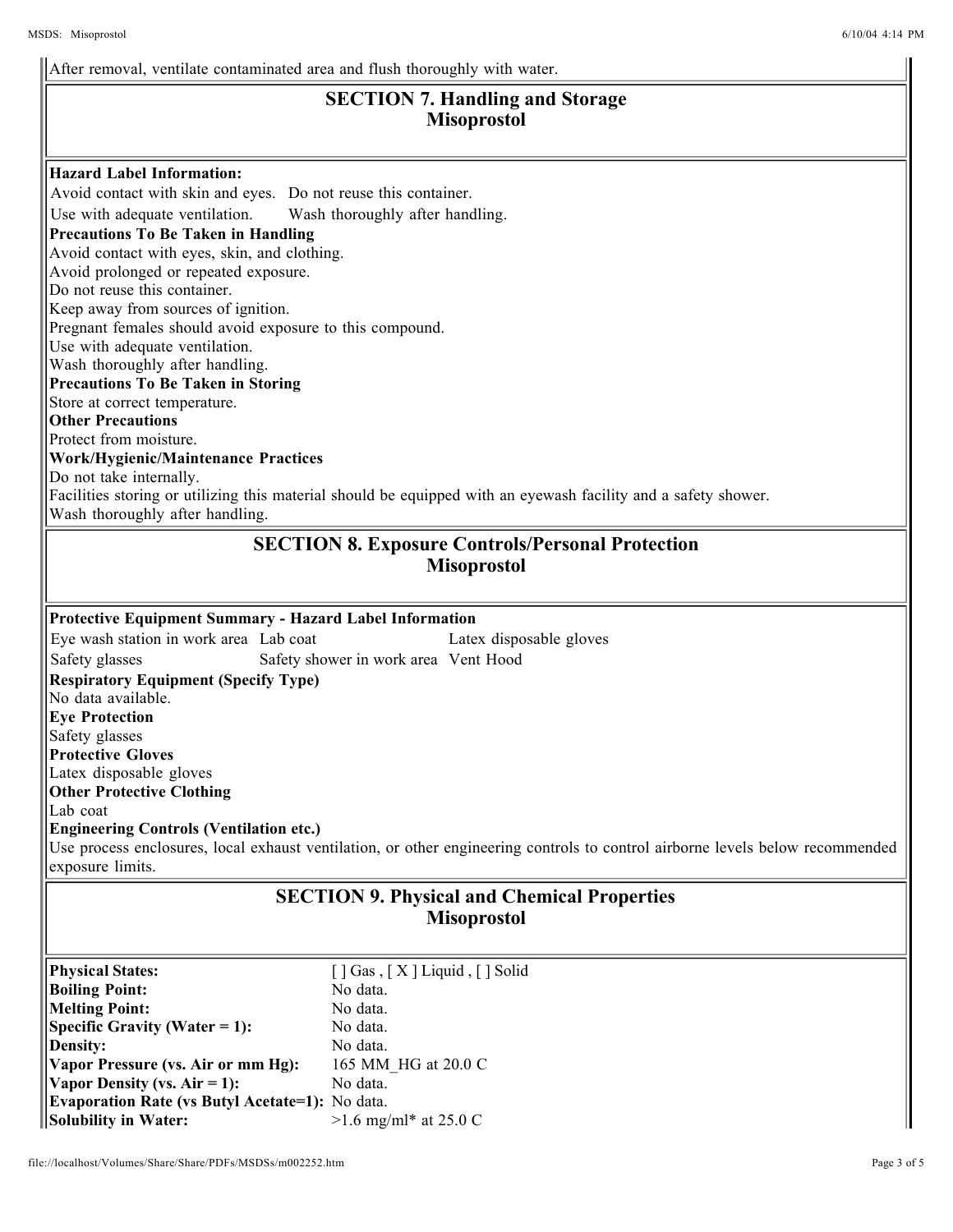After removal, ventilate contaminated area and flush thoroughly with water.

## SECTION 7. Handling and Storage
## Misoprostol

**Hazard Label Information:**

| | |
|---|---|
| Avoid contact with skin and eyes. | Do not reuse this container. |
| Use with adequate ventilation. | Wash thoroughly after handling. |

**Precautions To Be Taken in Handling**

Avoid contact with eyes, skin, and clothing.
Avoid prolonged or repeated exposure.
Do not reuse this container.
Keep away from sources of ignition.
Pregnant females should avoid exposure to this compound.
Use with adequate ventilation.
Wash thoroughly after handling.

**Precautions To Be Taken in Storing**

Store at correct temperature.

**Other Precautions**

Protect from moisture.

**Work/Hygienic/Maintenance Practices**

Do not take internally.
Facilities storing or utilizing this material should be equipped with an eyewash facility and a safety shower.
Wash thoroughly after handling.

## SECTION 8. Exposure Controls/Personal Protection
## Misoprostol

**Protective Equipment Summary - Hazard Label Information**

| | | |
|---|---|---|
| Eye wash station in work area | Lab coat | Latex disposable gloves |
| Safety glasses | Safety shower in work area | Vent Hood |

**Respiratory Equipment (Specify Type)**

No data available.

**Eye Protection**

Safety glasses

**Protective Gloves**

Latex disposable gloves

**Other Protective Clothing**

Lab coat

**Engineering Controls (Ventilation etc.)**

Use process enclosures, local exhaust ventilation, or other engineering controls to control airborne levels below recommended exposure limits.

## SECTION 9. Physical and Chemical Properties
## Misoprostol

| | |
|---|---|
| **Physical States:** | [ ] Gas , [ X ] Liquid , [ ] Solid |
| **Boiling Point:** | No data. |
| **Melting Point:** | No data. |
| **Specific Gravity (Water = 1):** | No data. |
| **Density:** | No data. |
| **Vapor Pressure (vs. Air or mm Hg):** | 165 MM_HG at 20.0 C |
| **Vapor Density (vs. Air = 1):** | No data. |
| **Evaporation Rate (vs Butyl Acetate=1):** | No data. |
| **Solubility in Water:** | >1.6 mg/ml* at 25.0 C |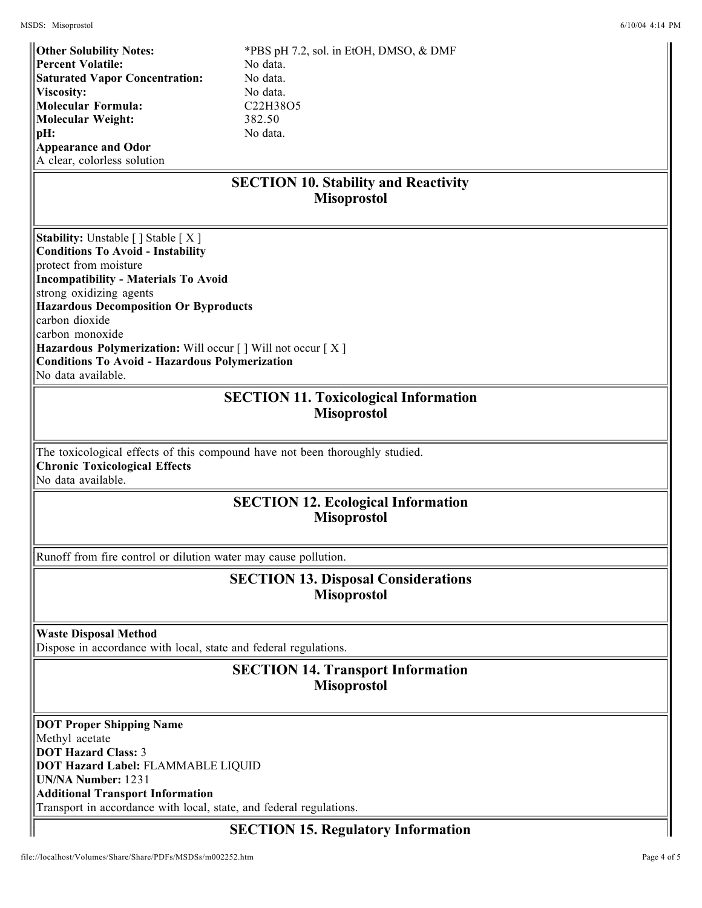**Other Solubility Notes:** *PBS pH 7.2, sol. in EtOH, DMSO, & DMF
**Percent Volatile:** No data.
**Saturated Vapor Concentration:** No data.
**Viscosity:** No data.
**Molecular Formula:** $C_{22}H_{38}O_5$
**Molecular Weight:** 382.50
**pH:** No data.
**Appearance and Odor**
A clear, colorless solution

## SECTION 10. Stability and Reactivity Misoprostol

**Stability:** Unstable [ ] Stable [ X ]
**Conditions To Avoid - Instability**
protect from moisture
**Incompatibility - Materials To Avoid**
strong oxidizing agents
**Hazardous Decomposition Or Byproducts**
carbon dioxide
carbon monoxide
**Hazardous Polymerization:** Will occur [ ] Will not occur [ X ]
**Conditions To Avoid - Hazardous Polymerization**
No data available.

## SECTION 11. Toxicological Information Misoprostol

The toxicological effects of this compound have not been thoroughly studied.
**Chronic Toxicological Effects**
No data available.

## SECTION 12. Ecological Information Misoprostol

Runoff from fire control or dilution water may cause pollution.

## SECTION 13. Disposal Considerations Misoprostol

**Waste Disposal Method**
Dispose in accordance with local, state and federal regulations.

## SECTION 14. Transport Information Misoprostol

**DOT Proper Shipping Name**
Methyl acetate
**DOT Hazard Class:** 3
**DOT Hazard Label:** FLAMMABLE LIQUID
**UN/NA Number:** 1231
**Additional Transport Information**
Transport in accordance with local, state, and federal regulations.

## SECTION 15. Regulatory Information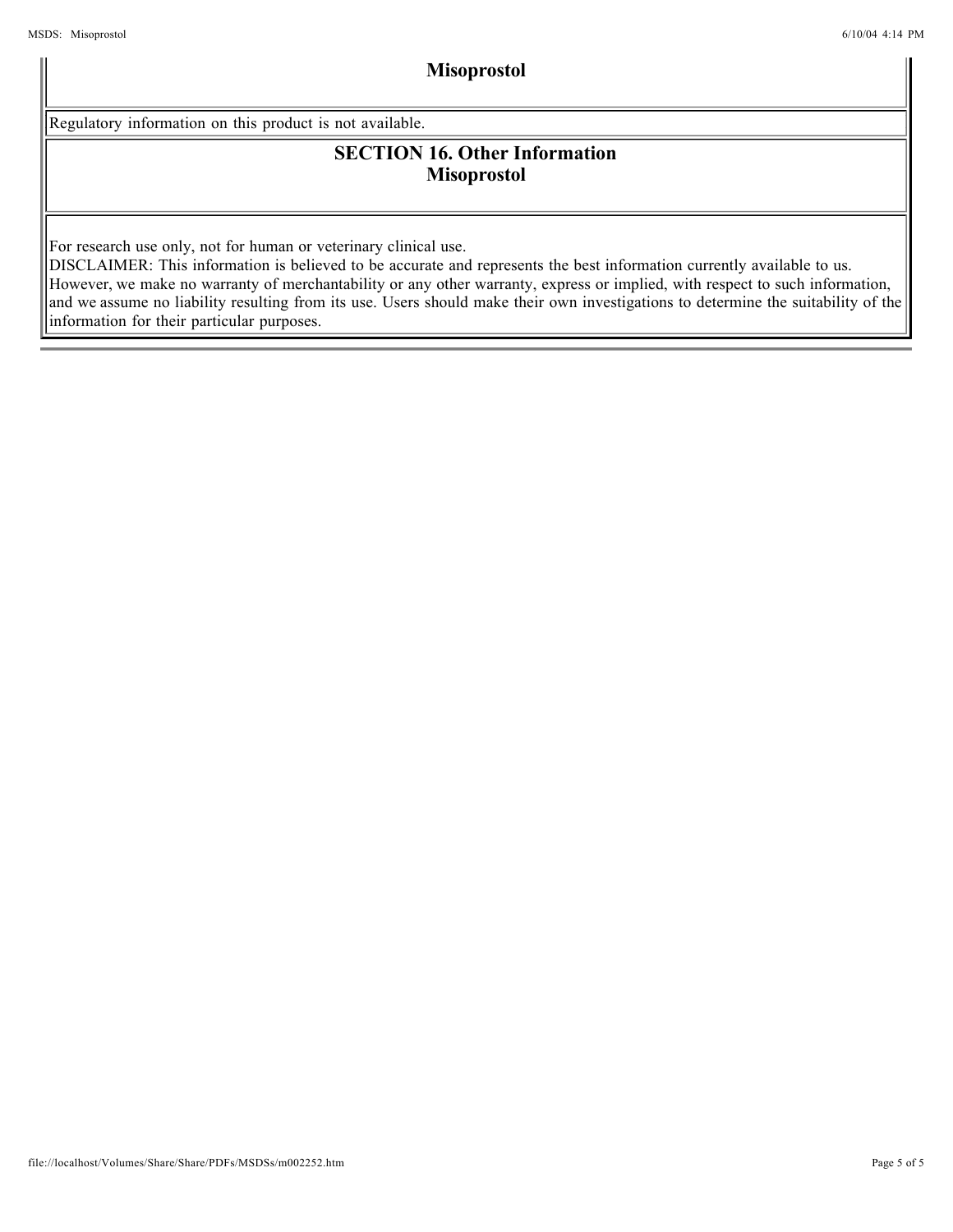## Misoprostol

Regulatory information on this product is not available.

## SECTION 16. Other Information
## Misoprostol

For research use only, not for human or veterinary clinical use.
DISCLAIMER: This information is believed to be accurate and represents the best information currently available to us. However, we make no warranty of merchantability or any other warranty, express or implied, with respect to such information, and we assume no liability resulting from its use. Users should make their own investigations to determine the suitability of the information for their particular purposes.